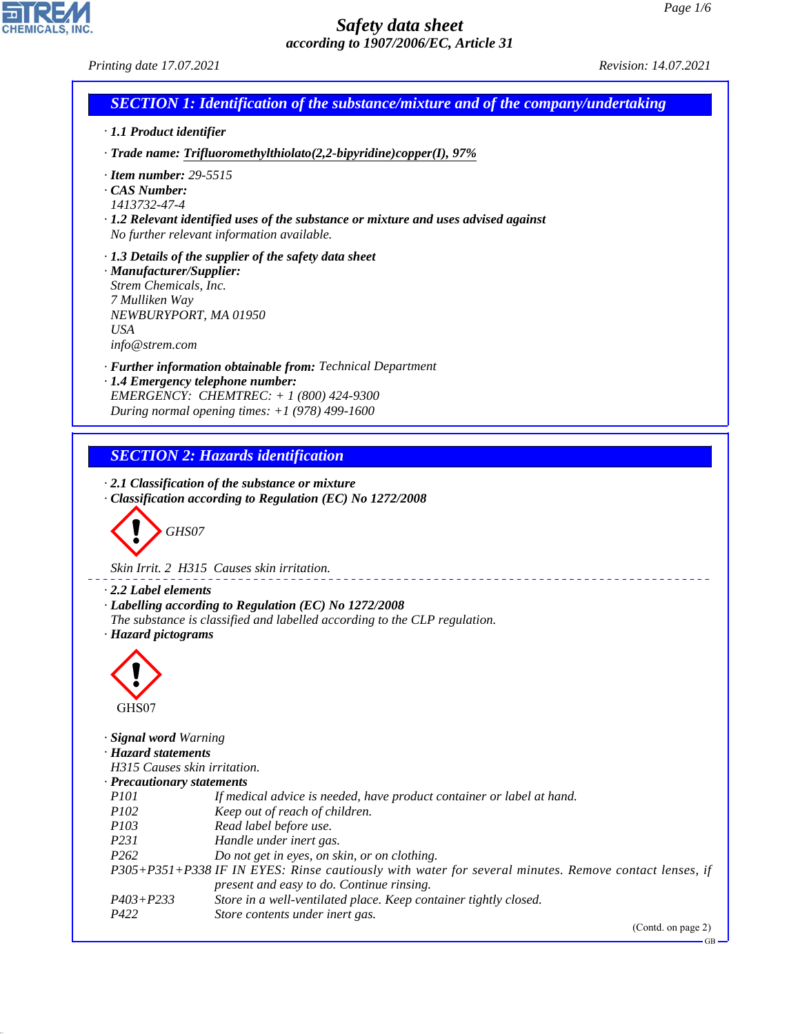# Safety data sheet

*according to 1907/2006/EC, Article 31*

*Printing date 17.07.2021* *Revision: 14.07.2021*

## SECTION 1: Identification of the substance/mixture and of the company/undertaking

· **1.1 Product identifier**

· **Trade name: Trifluoromethylthiolato(2,2-bipyridine)copper(I), 97%**

· **Item number:** 29-5515
· **CAS Number:**
1413732-47-4
· **1.2 Relevant identified uses of the substance or mixture and uses advised against**
No further relevant information available.

· **1.3 Details of the supplier of the safety data sheet**
· **Manufacturer/Supplier:**
Strem Chemicals, Inc.
7 Mulliken Way
NEWBURYPORT, MA 01950
USA
info@strem.com

· **Further information obtainable from:** Technical Department
· **1.4 Emergency telephone number:**
EMERGENCY: CHEMTREC: + 1 (800) 424-9300
During normal opening times: +1 (978) 499-1600

## SECTION 2: Hazards identification

· **2.1 Classification of the substance or mixture**
· **Classification according to Regulation (EC) No 1272/2008**

GHS07

Skin Irrit. 2 H315 Causes skin irritation.

· **2.2 Label elements**
· **Labelling according to Regulation (EC) No 1272/2008**
The substance is classified and labelled according to the CLP regulation.
· **Hazard pictograms**

GHS07

· **Signal word** Warning
· **Hazard statements**
H315 Causes skin irritation.
· **Precautionary statements**

| | |
|---|---|
| P101 | If medical advice is needed, have product container or label at hand. |
| P102 | Keep out of reach of children. |
| P103 | Read label before use. |
| P231 | Handle under inert gas. |
| P262 | Do not get in eyes, on skin, or on clothing. |
| P305+P351+P338 | IF IN EYES: Rinse cautiously with water for several minutes. Remove contact lenses, if present and easy to do. Continue rinsing. |
| P403+P233 | Store in a well-ventilated place. Keep container tightly closed. |
| P422 | Store contents under inert gas. |

(Contd. on page 2)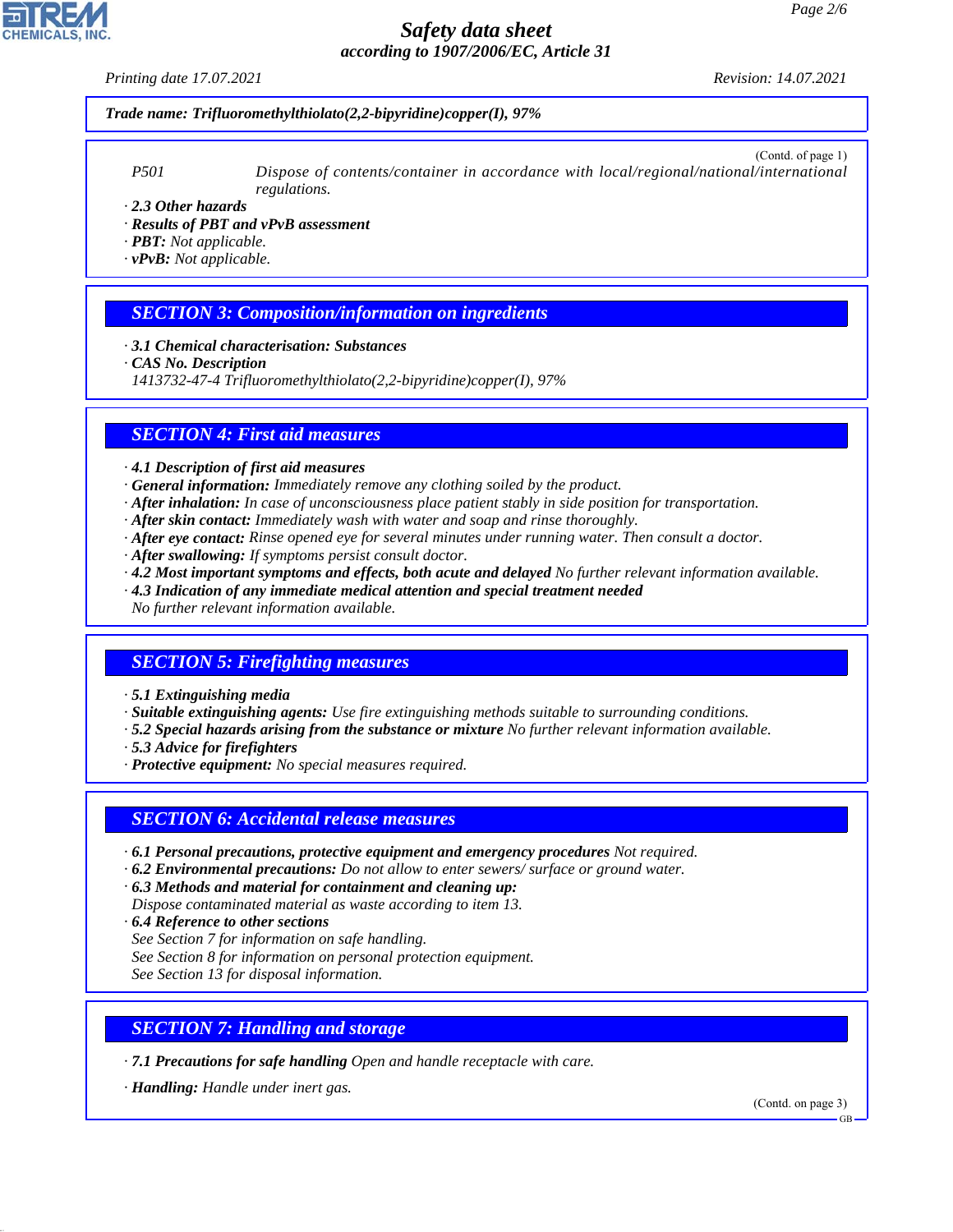**Trade name: Trifluoromethylthiolato(2,2-bipyridine)copper(I), 97%**

(Contd. of page 1)

P501 Dispose of contents/container in accordance with local/regional/national/international regulations.

· **2.3 Other hazards**
· **Results of PBT and vPvB assessment**
· **PBT:** Not applicable.
· **vPvB:** Not applicable.

## SECTION 3: Composition/information on ingredients

· **3.1 Chemical characterisation: Substances**
· **CAS No. Description**
1413732-47-4 Trifluoromethylthiolato(2,2-bipyridine)copper(I), 97%

## SECTION 4: First aid measures

· **4.1 Description of first aid measures**
· **General information:** Immediately remove any clothing soiled by the product.
· **After inhalation:** In case of unconsciousness place patient stably in side position for transportation.
· **After skin contact:** Immediately wash with water and soap and rinse thoroughly.
· **After eye contact:** Rinse opened eye for several minutes under running water. Then consult a doctor.
· **After swallowing:** If symptoms persist consult doctor.
· **4.2 Most important symptoms and effects, both acute and delayed** No further relevant information available.
· **4.3 Indication of any immediate medical attention and special treatment needed**
No further relevant information available.

## SECTION 5: Firefighting measures

· **5.1 Extinguishing media**
· **Suitable extinguishing agents:** Use fire extinguishing methods suitable to surrounding conditions.
· **5.2 Special hazards arising from the substance or mixture** No further relevant information available.
· **5.3 Advice for firefighters**
· **Protective equipment:** No special measures required.

## SECTION 6: Accidental release measures

· **6.1 Personal precautions, protective equipment and emergency procedures** Not required.
· **6.2 Environmental precautions:** Do not allow to enter sewers/ surface or ground water.
· **6.3 Methods and material for containment and cleaning up:**
Dispose contaminated material as waste according to item 13.
· **6.4 Reference to other sections**
See Section 7 for information on safe handling.
See Section 8 for information on personal protection equipment.
See Section 13 for disposal information.

## SECTION 7: Handling and storage

· **7.1 Precautions for safe handling** Open and handle receptacle with care.

· **Handling:** Handle under inert gas.

(Contd. on page 3)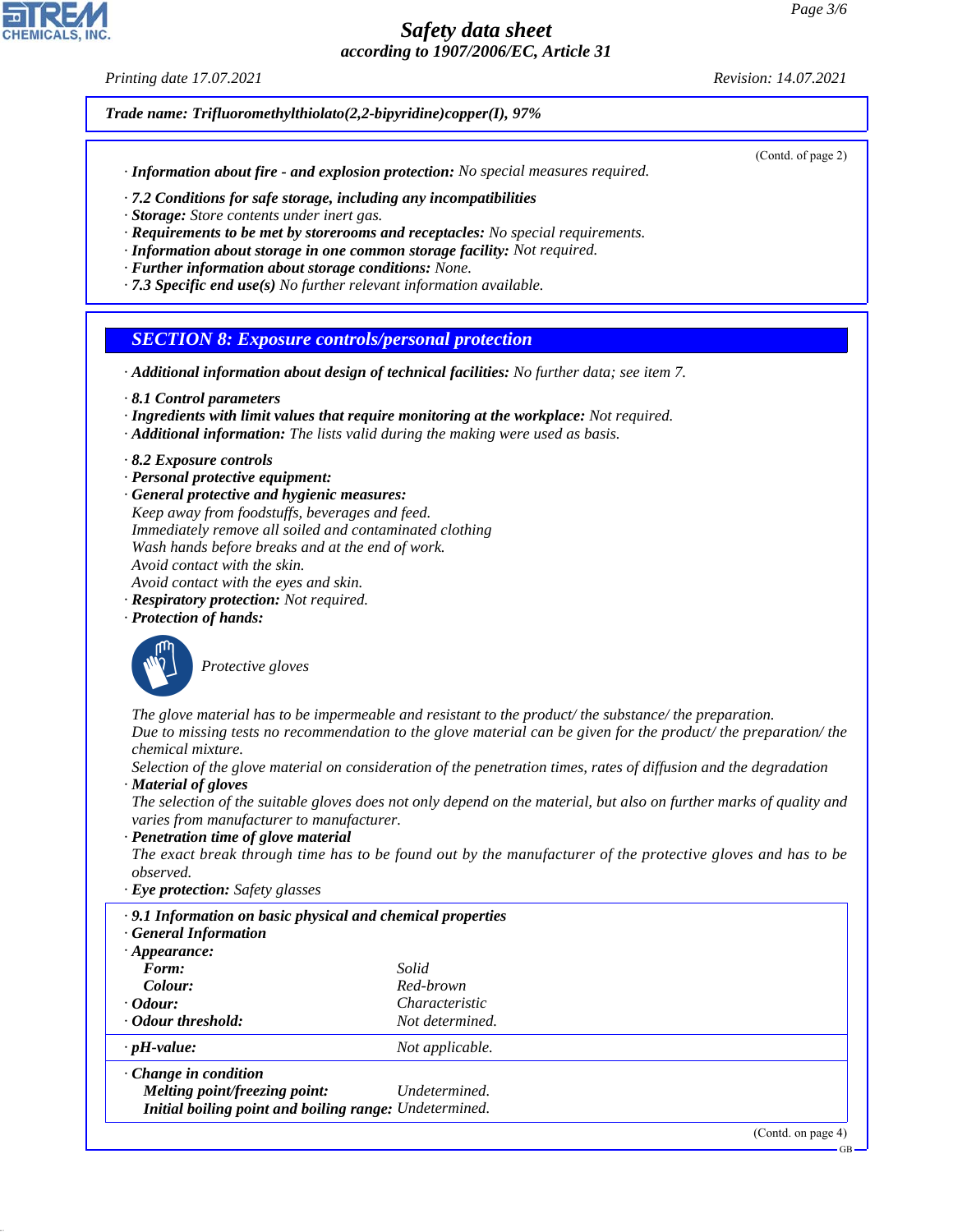**Trade name: Trifluoromethylthiolato(2,2-bipyridine)copper(I), 97%**

(Contd. of page 2)

· **Information about fire - and explosion protection:** No special measures required.

· **7.2 Conditions for safe storage, including any incompatibilities**
· **Storage:** Store contents under inert gas.
· **Requirements to be met by storerooms and receptacles:** No special requirements.
· **Information about storage in one common storage facility:** Not required.
· **Further information about storage conditions:** None.
· **7.3 Specific end use(s)** No further relevant information available.

## SECTION 8: Exposure controls/personal protection

· **Additional information about design of technical facilities:** No further data; see item 7.

· **8.1 Control parameters**
· **Ingredients with limit values that require monitoring at the workplace:** Not required.
· **Additional information:** The lists valid during the making were used as basis.

· **8.2 Exposure controls**
· **Personal protective equipment:**
· **General protective and hygienic measures:**
Keep away from foodstuffs, beverages and feed.
Immediately remove all soiled and contaminated clothing
Wash hands before breaks and at the end of work.
Avoid contact with the skin.
Avoid contact with the eyes and skin.
· **Respiratory protection:** Not required.
· **Protection of hands:**

Protective gloves

The glove material has to be impermeable and resistant to the product/ the substance/ the preparation.
Due to missing tests no recommendation to the glove material can be given for the product/ the preparation/ the chemical mixture.
Selection of the glove material on consideration of the penetration times, rates of diffusion and the degradation
· **Material of gloves**
The selection of the suitable gloves does not only depend on the material, but also on further marks of quality and varies from manufacturer to manufacturer.
· **Penetration time of glove material**
The exact break through time has to be found out by the manufacturer of the protective gloves and has to be observed.
· **Eye protection:** Safety glasses

| · **9.1 Information on basic physical and chemical properties** | |
|---|---|
| · **General Information** | |
| · **Appearance:** | |
| **Form:** | Solid |
| **Colour:** | Red-brown |
| · **Odour:** | Characteristic |
| · **Odour threshold:** | Not determined. |
| · **pH-value:** | Not applicable. |
| · **Change in condition** | |
| **Melting point/freezing point:** | Undetermined. |
| **Initial boiling point and boiling range:** | Undetermined. |

(Contd. on page 4)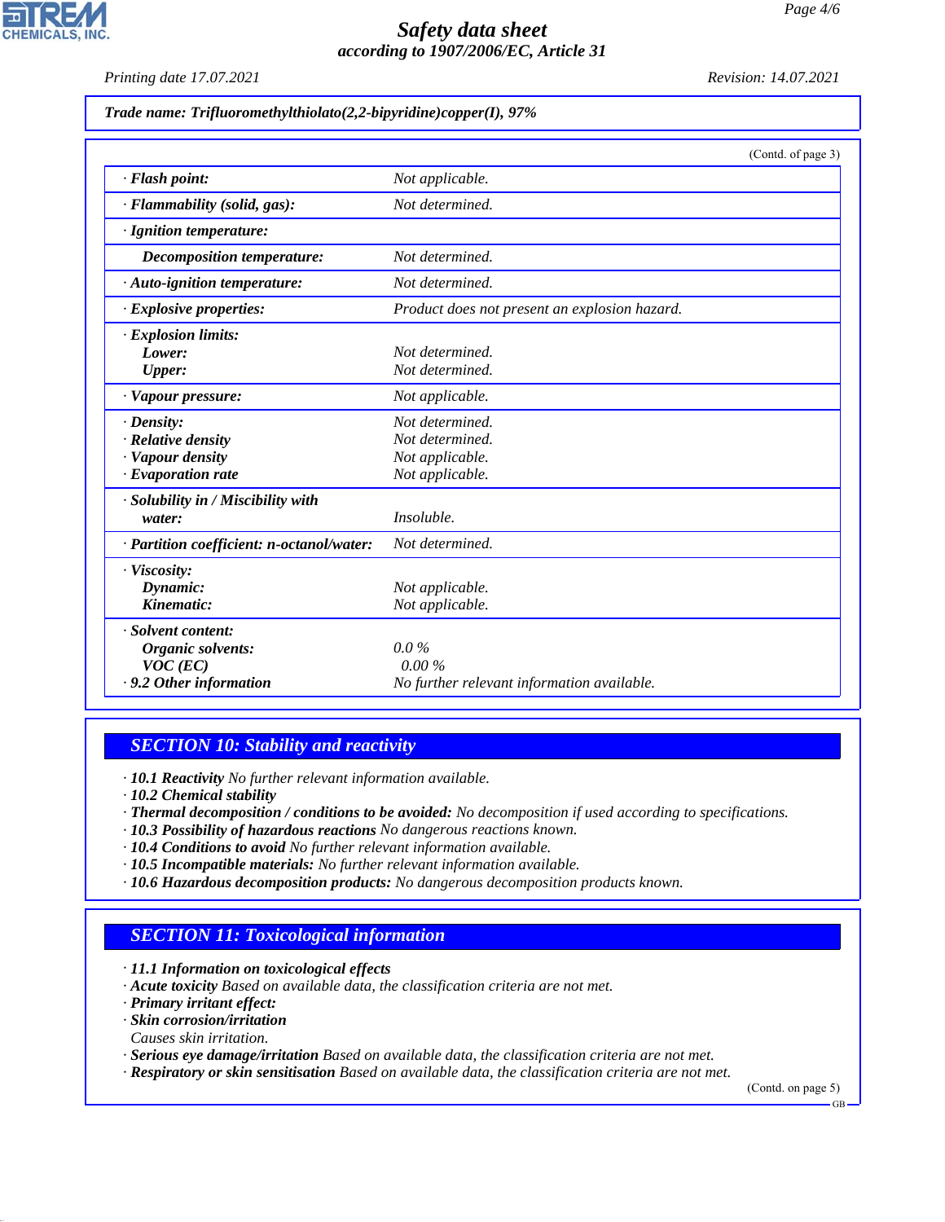**Trade name: Trifluoromethylthiolato(2,2-bipyridine)copper(I), 97%**

(Contd. of page 3)

| | |
|---|---|
| · **Flash point:** | Not applicable. |
| · **Flammability (solid, gas):** | Not determined. |
| · **Ignition temperature:** | |
| **Decomposition temperature:** | Not determined. |
| · **Auto-ignition temperature:** | Not determined. |
| · **Explosive properties:** | Product does not present an explosion hazard. |
| · **Explosion limits:** | |
| **Lower:** | Not determined. |
| **Upper:** | Not determined. |
| · **Vapour pressure:** | Not applicable. |
| · **Density:** | Not determined. |
| · **Relative density** | Not determined. |
| · **Vapour density** | Not applicable. |
| · **Evaporation rate** | Not applicable. |
| · **Solubility in / Miscibility with water:** | Insoluble. |
| · **Partition coefficient: n-octanol/water:** | Not determined. |
| · **Viscosity:** | |
| **Dynamic:** | Not applicable. |
| **Kinematic:** | Not applicable. |
| · **Solvent content:** | |
| **Organic solvents:** | 0.0 % |
| **VOC (EC)** | 0.00 % |
| · **9.2 Other information** | No further relevant information available. |

## SECTION 10: Stability and reactivity

· **10.1 Reactivity** No further relevant information available.
· **10.2 Chemical stability**
· **Thermal decomposition / conditions to be avoided:** No decomposition if used according to specifications.
· **10.3 Possibility of hazardous reactions** No dangerous reactions known.
· **10.4 Conditions to avoid** No further relevant information available.
· **10.5 Incompatible materials:** No further relevant information available.
· **10.6 Hazardous decomposition products:** No dangerous decomposition products known.

## SECTION 11: Toxicological information

· **11.1 Information on toxicological effects**
· **Acute toxicity** Based on available data, the classification criteria are not met.
· **Primary irritant effect:**
· **Skin corrosion/irritation**
Causes skin irritation.
· **Serious eye damage/irritation** Based on available data, the classification criteria are not met.
· **Respiratory or skin sensitisation** Based on available data, the classification criteria are not met.

(Contd. on page 5)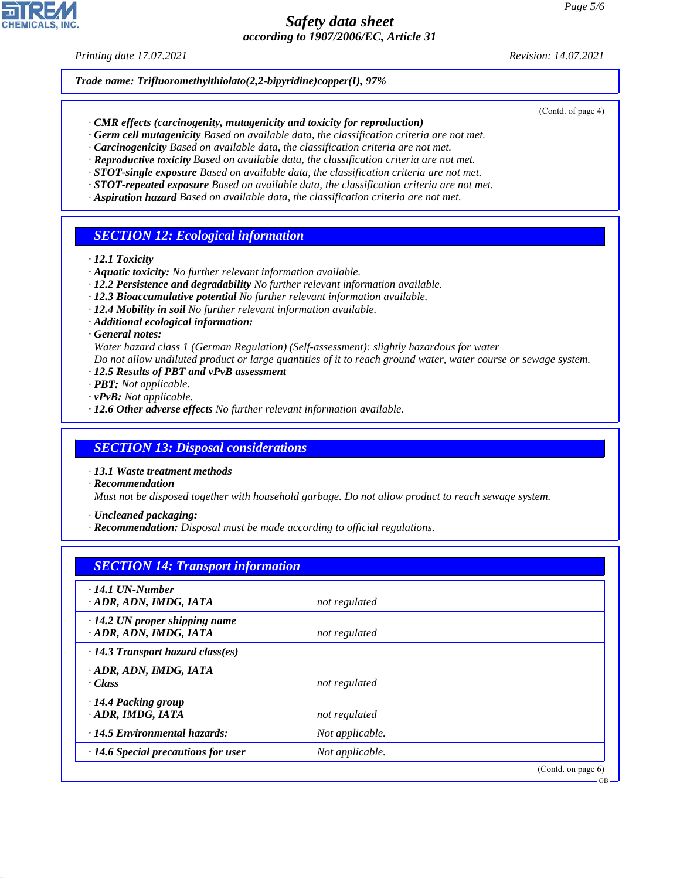**Trade name: Trifluoromethylthiolato(2,2-bipyridine)copper(I), 97%**

(Contd. of page 4)

· **CMR effects (carcinogenity, mutagenicity and toxicity for reproduction)**
· **Germ cell mutagenicity** Based on available data, the classification criteria are not met.
· **Carcinogenicity** Based on available data, the classification criteria are not met.
· **Reproductive toxicity** Based on available data, the classification criteria are not met.
· **STOT-single exposure** Based on available data, the classification criteria are not met.
· **STOT-repeated exposure** Based on available data, the classification criteria are not met.
· **Aspiration hazard** Based on available data, the classification criteria are not met.

## SECTION 12: Ecological information

· **12.1 Toxicity**
· **Aquatic toxicity:** No further relevant information available.
· **12.2 Persistence and degradability** No further relevant information available.
· **12.3 Bioaccumulative potential** No further relevant information available.
· **12.4 Mobility in soil** No further relevant information available.
· **Additional ecological information:**
· **General notes:**
Water hazard class 1 (German Regulation) (Self-assessment): slightly hazardous for water
Do not allow undiluted product or large quantities of it to reach ground water, water course or sewage system.
· **12.5 Results of PBT and vPvB assessment**
· **PBT:** Not applicable.
· **vPvB:** Not applicable.
· **12.6 Other adverse effects** No further relevant information available.

## SECTION 13: Disposal considerations

· **13.1 Waste treatment methods**
· **Recommendation**
Must not be disposed together with household garbage. Do not allow product to reach sewage system.

· **Uncleaned packaging:**
· **Recommendation:** Disposal must be made according to official regulations.

## SECTION 14: Transport information

| | |
|---|---|
| · **14.1 UN-Number**<br>· **ADR, ADN, IMDG, IATA** | not regulated |
| · **14.2 UN proper shipping name**<br>· **ADR, ADN, IMDG, IATA** | not regulated |
| · **14.3 Transport hazard class(es)**<br>· **ADR, ADN, IMDG, IATA**<br>· **Class** | not regulated |
| · **14.4 Packing group**<br>· **ADR, IMDG, IATA** | not regulated |
| · **14.5 Environmental hazards:** | Not applicable. |
| · **14.6 Special precautions for user** | Not applicable. |

(Contd. on page 6)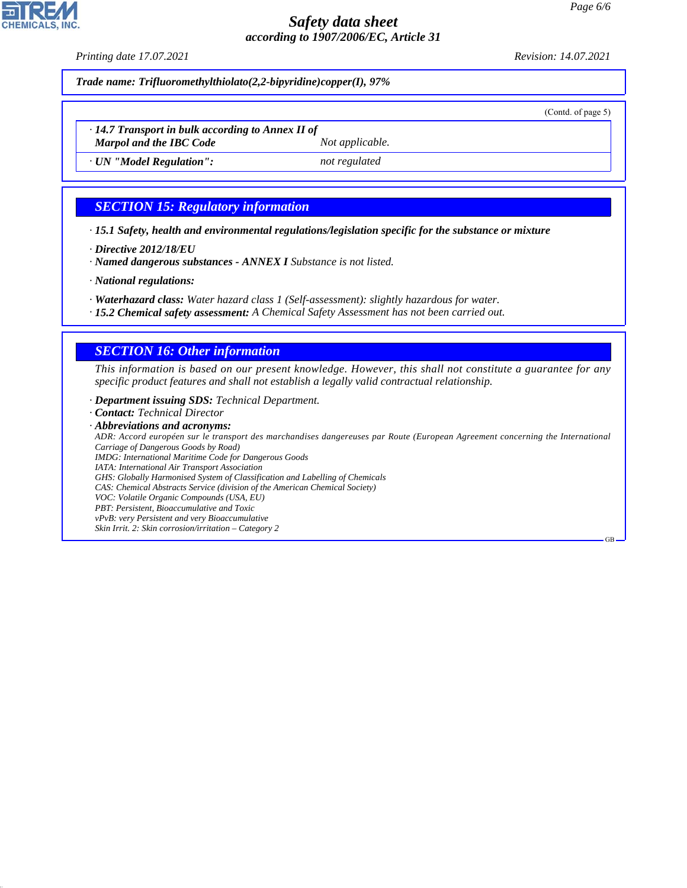**Trade name: Trifluoromethylthiolato(2,2-bipyridine)copper(I), 97%**

(Contd. of page 5)

| | |
|---|---|
| **· 14.7 Transport in bulk according to Annex II of Marpol and the IBC Code** | *Not applicable.* |
| **· UN "Model Regulation":** | *not regulated* |

## SECTION 15: Regulatory information

**· 15.1 Safety, health and environmental regulations/legislation specific for the substance or mixture**

**· Directive 2012/18/EU**
**· Named dangerous substances - ANNEX I** *Substance is not listed.*

**· National regulations:**

**· Waterhazard class:** *Water hazard class 1 (Self-assessment): slightly hazardous for water.*
**· 15.2 Chemical safety assessment:** *A Chemical Safety Assessment has not been carried out.*

## SECTION 16: Other information

*This information is based on our present knowledge. However, this shall not constitute a guarantee for any specific product features and shall not establish a legally valid contractual relationship.*

**· Department issuing SDS:** *Technical Department.*
**· Contact:** *Technical Director*
**· Abbreviations and acronyms:**
*ADR: Accord européen sur le transport des marchandises dangereuses par Route (European Agreement concerning the International Carriage of Dangerous Goods by Road)*
*IMDG: International Maritime Code for Dangerous Goods*
*IATA: International Air Transport Association*
*GHS: Globally Harmonised System of Classification and Labelling of Chemicals*
*CAS: Chemical Abstracts Service (division of the American Chemical Society)*
*VOC: Volatile Organic Compounds (USA, EU)*
*PBT: Persistent, Bioaccumulative and Toxic*
*vPvB: very Persistent and very Bioaccumulative*
*Skin Irrit. 2: Skin corrosion/irritation – Category 2*